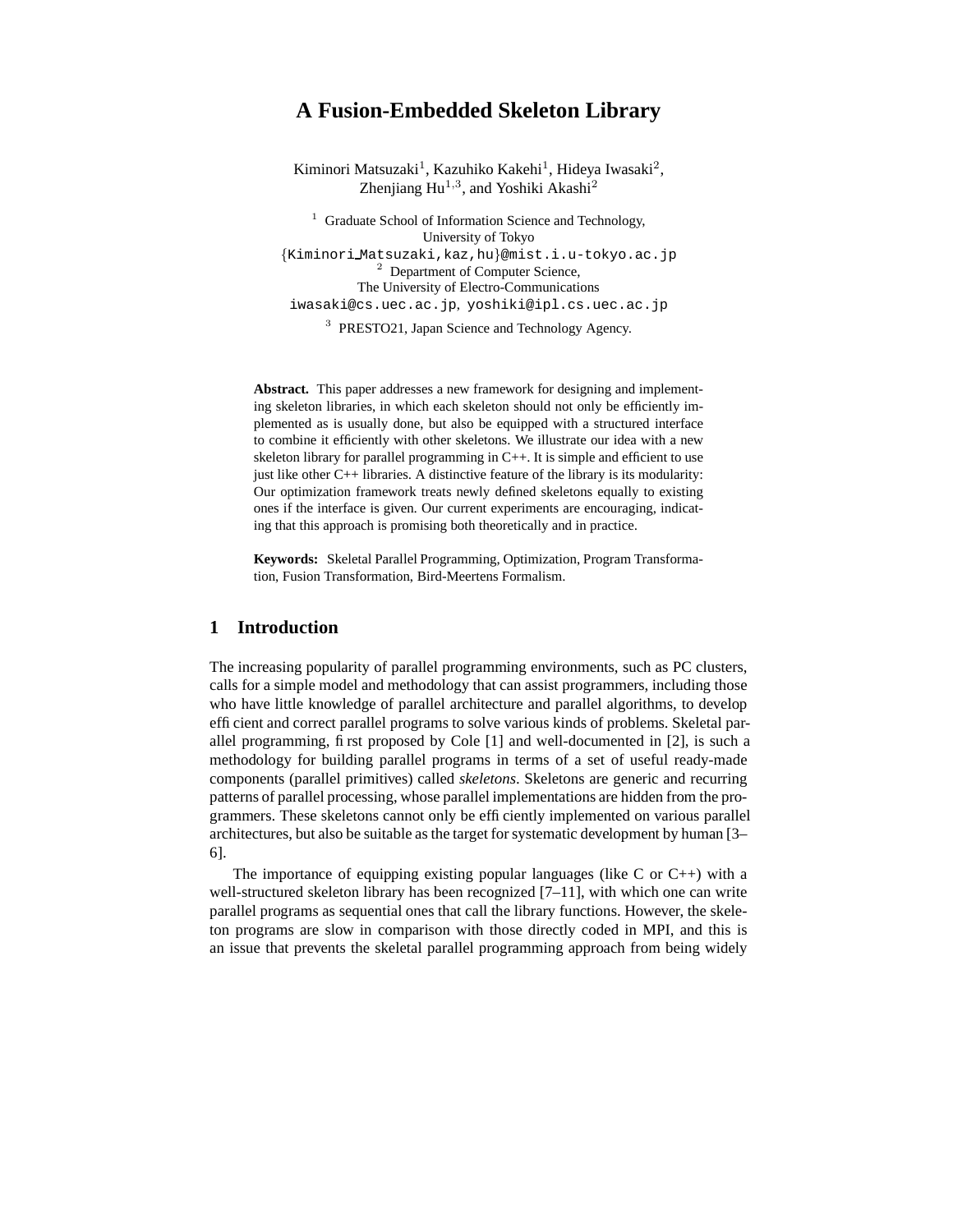# A Fusion-Embedded Skeleton Library

Kiminori Matsuzaki[1], Kazuhiko Kakehi[1], Hideya Iwasaki[2], Zhenjiang Hu[1,3], and Yoshiki Akashi[2]

[1] Graduate School of Information Science and Technology, University of Tokyo
{Kiminori_Matsuzaki,kaz,hu}@mist.i.u-tokyo.ac.jp

[2] Department of Computer Science, The University of Electro-Communications
iwasaki@cs.uec.ac.jp, yoshiki@ipl.cs.uec.ac.jp

[3] PRESTO21, Japan Science and Technology Agency.

**Abstract.** This paper addresses a new framework for designing and implementing skeleton libraries, in which each skeleton should not only be efficiently implemented as is usually done, but also be equipped with a structured interface to combine it efficiently with other skeletons. We illustrate our idea with a new skeleton library for parallel programming in C++. It is simple and efficient to use just like other C++ libraries. A distinctive feature of the library is its modularity: Our optimization framework treats newly defined skeletons equally to existing ones if the interface is given. Our current experiments are encouraging, indicating that this approach is promising both theoretically and in practice.

**Keywords:** Skeletal Parallel Programming, Optimization, Program Transformation, Fusion Transformation, Bird-Meertens Formalism.

## 1 Introduction

The increasing popularity of parallel programming environments, such as PC clusters, calls for a simple model and methodology that can assist programmers, including those who have little knowledge of parallel architecture and parallel algorithms, to develop efficient and correct parallel programs to solve various kinds of problems. Skeletal parallel programming, first proposed by Cole [1] and well-documented in [2], is such a methodology for building parallel programs in terms of a set of useful ready-made components (parallel primitives) called *skeletons*. Skeletons are generic and recurring patterns of parallel processing, whose parallel implementations are hidden from the programmers. These skeletons cannot only be efficiently implemented on various parallel architectures, but also be suitable as the target for systematic development by human [3–6].

The importance of equipping existing popular languages (like C or C++) with a well-structured skeleton library has been recognized [7–11], with which one can write parallel programs as sequential ones that call the library functions. However, the skeleton programs are slow in comparison with those directly coded in MPI, and this is an issue that prevents the skeletal parallel programming approach from being widely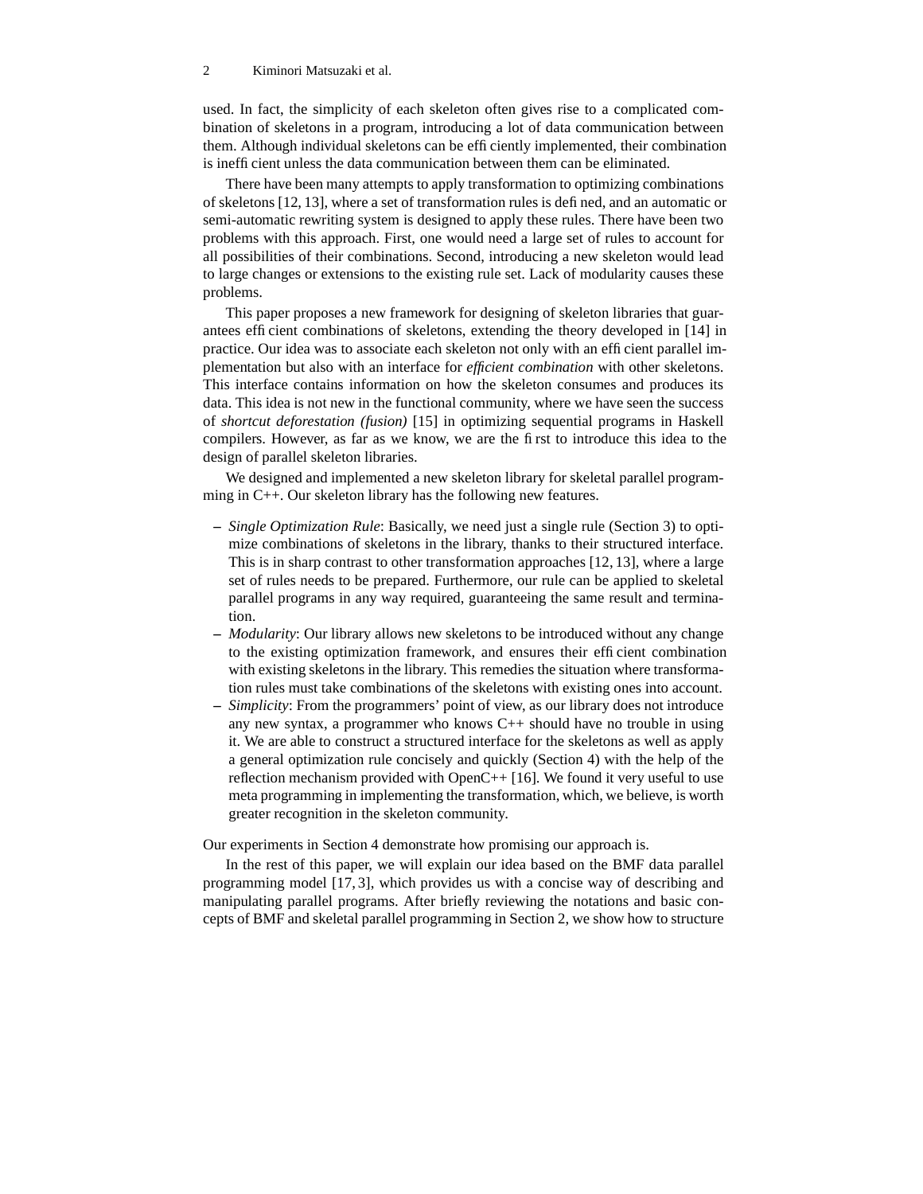used. In fact, the simplicity of each skeleton often gives rise to a complicated combination of skeletons in a program, introducing a lot of data communication between them. Although individual skeletons can be efficiently implemented, their combination is inefficient unless the data communication between them can be eliminated.

There have been many attempts to apply transformation to optimizing combinations of skeletons [12, 13], where a set of transformation rules is defined, and an automatic or semi-automatic rewriting system is designed to apply these rules. There have been two problems with this approach. First, one would need a large set of rules to account for all possibilities of their combinations. Second, introducing a new skeleton would lead to large changes or extensions to the existing rule set. Lack of modularity causes these problems.

This paper proposes a new framework for designing of skeleton libraries that guarantees efficient combinations of skeletons, extending the theory developed in [14] in practice. Our idea was to associate each skeleton not only with an efficient parallel implementation but also with an interface for *efficient combination* with other skeletons. This interface contains information on how the skeleton consumes and produces its data. This idea is not new in the functional community, where we have seen the success of *shortcut deforestation (fusion)* [15] in optimizing sequential programs in Haskell compilers. However, as far as we know, we are the first to introduce this idea to the design of parallel skeleton libraries.

We designed and implemented a new skeleton library for skeletal parallel programming in C++. Our skeleton library has the following new features.

- *Single Optimization Rule*: Basically, we need just a single rule (Section 3) to optimize combinations of skeletons in the library, thanks to their structured interface. This is in sharp contrast to other transformation approaches [12, 13], where a large set of rules needs to be prepared. Furthermore, our rule can be applied to skeletal parallel programs in any way required, guaranteeing the same result and termination.
- *Modularity*: Our library allows new skeletons to be introduced without any change to the existing optimization framework, and ensures their efficient combination with existing skeletons in the library. This remedies the situation where transformation rules must take combinations of the skeletons with existing ones into account.
- *Simplicity*: From the programmers' point of view, as our library does not introduce any new syntax, a programmer who knows C++ should have no trouble in using it. We are able to construct a structured interface for the skeletons as well as apply a general optimization rule concisely and quickly (Section 4) with the help of the reflection mechanism provided with OpenC++ [16]. We found it very useful to use meta programming in implementing the transformation, which, we believe, is worth greater recognition in the skeleton community.

Our experiments in Section 4 demonstrate how promising our approach is.

In the rest of this paper, we will explain our idea based on the BMF data parallel programming model [17, 3], which provides us with a concise way of describing and manipulating parallel programs. After briefly reviewing the notations and basic concepts of BMF and skeletal parallel programming in Section 2, we show how to structure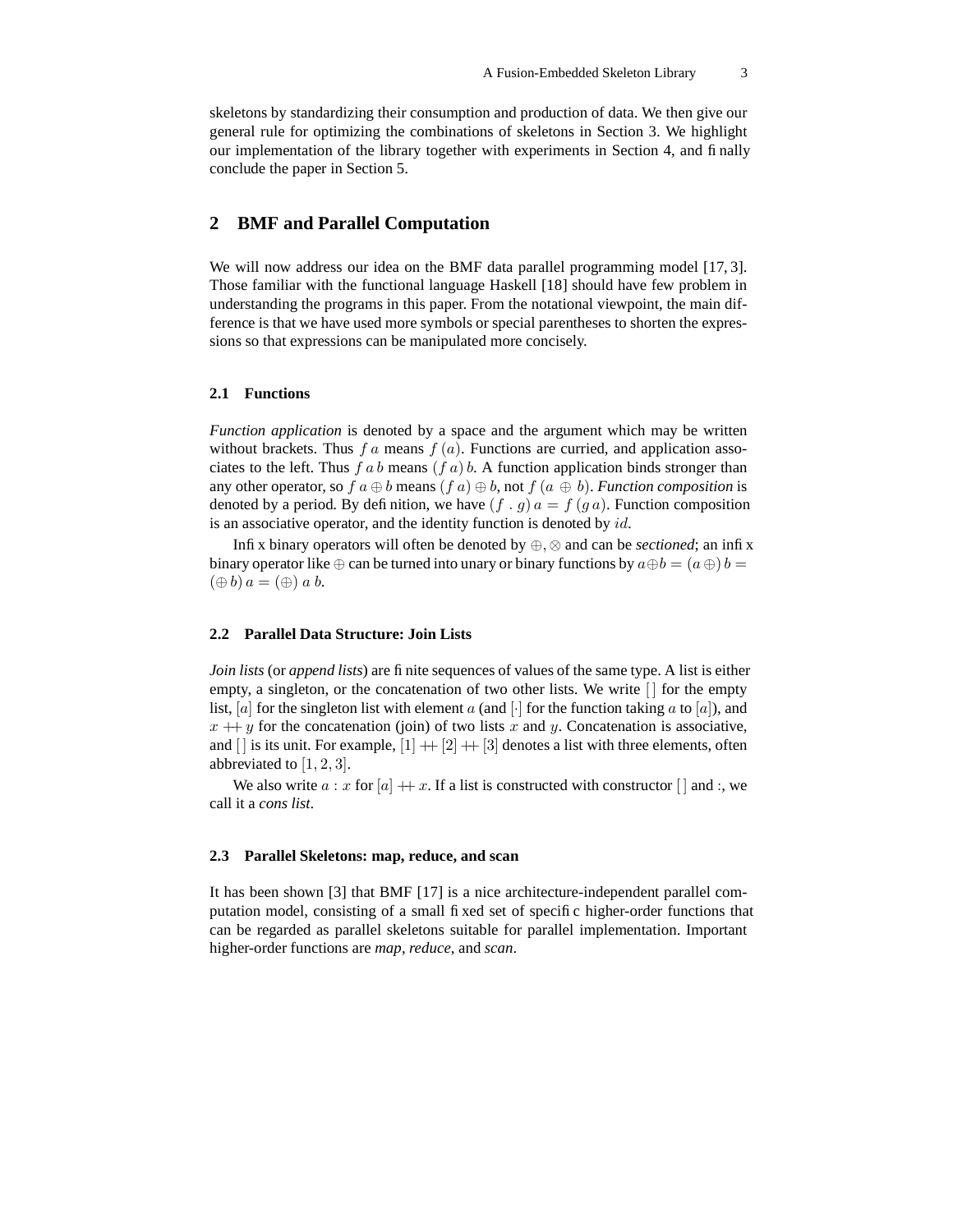skeletons by standardizing their consumption and production of data. We then give our general rule for optimizing the combinations of skeletons in Section 3. We highlight our implementation of the library together with experiments in Section 4, and finally conclude the paper in Section 5.

## 2 BMF and Parallel Computation

We will now address our idea on the BMF data parallel programming model [17, 3]. Those familiar with the functional language Haskell [18] should have few problem in understanding the programs in this paper. From the notational viewpoint, the main difference is that we have used more symbols or special parentheses to shorten the expressions so that expressions can be manipulated more concisely.

### 2.1 Functions

*Function application* is denoted by a space and the argument which may be written without brackets. Thus $f\ a$ means $f\ (a)$. Functions are curried, and application associates to the left. Thus $f\ a\ b$ means $(f\ a)\ b$. A function application binds stronger than any other operator, so $f\ a \oplus b$ means $(f\ a) \oplus b$, not $f\ (a \oplus b)$. *Function composition* is denoted by a period. By definition, we have $(f\ .\ g)\ a = f\ (g\ a)$. Function composition is an associative operator, and the identity function is denoted by $id$.

Infix binary operators will often be denoted by $\oplus, \otimes$ and can be *sectioned*; an infix binary operator like $\oplus$ can be turned into unary or binary functions by $a \oplus b = (a\ \oplus)\ b = (\oplus\ b)\ a = (\oplus)\ a\ b$.

### 2.2 Parallel Data Structure: Join Lists

*Join lists* (or *append lists*) are finite sequences of values of the same type. A list is either empty, a singleton, or the concatenation of two other lists. We write $[\,]$ for the empty list, $[a]$ for the singleton list with element $a$ (and $[\cdot]$ for the function taking $a$ to $[a]$), and $x \mathbin{+\!\!+} y$ for the concatenation (join) of two lists $x$ and $y$. Concatenation is associative, and $[\,]$ is its unit. For example, $[1] \mathbin{+\!\!+} [2] \mathbin{+\!\!+} [3]$ denotes a list with three elements, often abbreviated to $[1, 2, 3]$.

We also write $a : x$ for $[a] \mathbin{+\!\!+} x$. If a list is constructed with constructor $[\,]$ and $:$, we call it a *cons list*.

### 2.3 Parallel Skeletons: map, reduce, and scan

It has been shown [3] that BMF [17] is a nice architecture-independent parallel computation model, consisting of a small fixed set of specific higher-order functions that can be regarded as parallel skeletons suitable for parallel implementation. Important higher-order functions are *map*, *reduce*, and *scan*.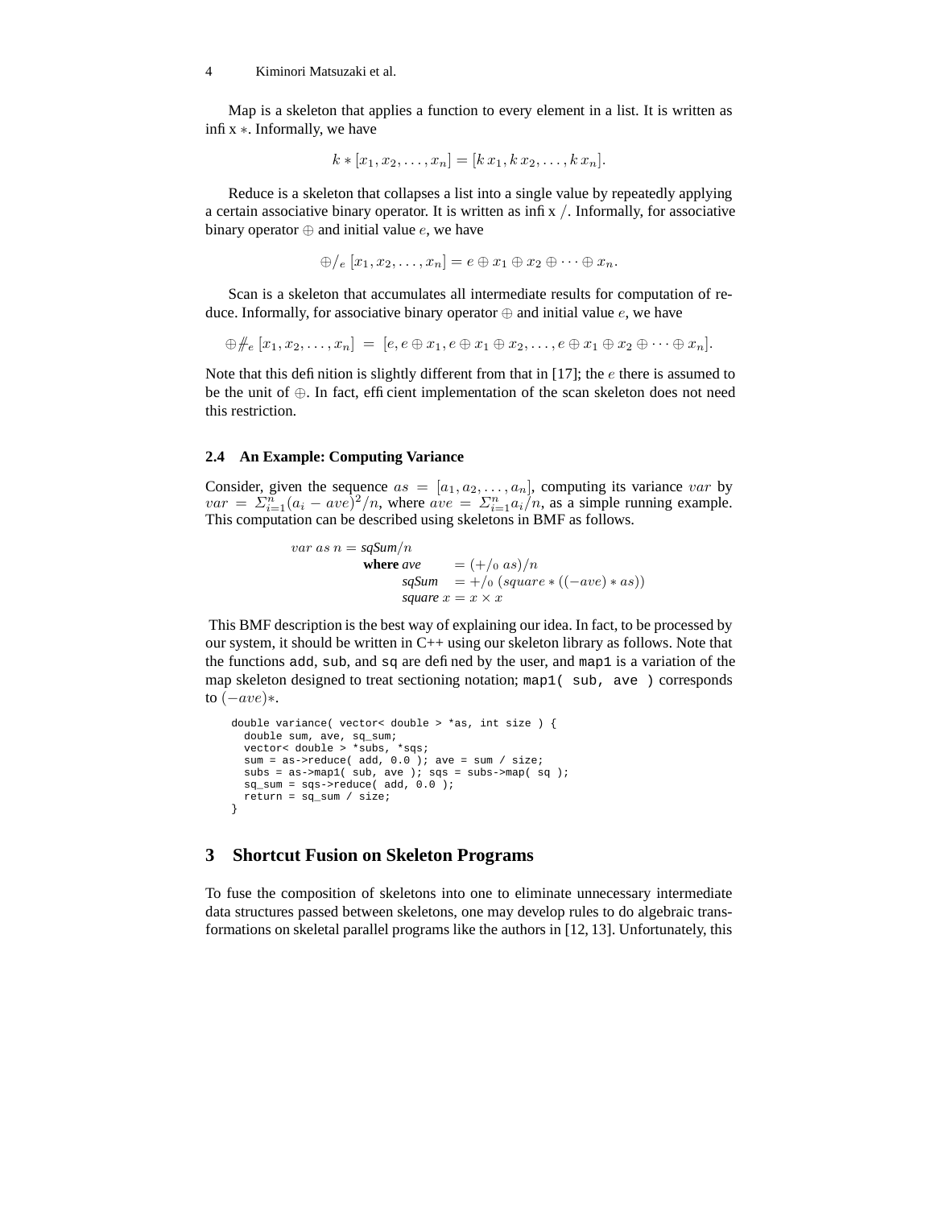Map is a skeleton that applies a function to every element in a list. It is written as infix $*$. Informally, we have

$$k * [x_1, x_2, \ldots, x_n] = [k\,x_1, k\,x_2, \ldots, k\,x_n].$$

Reduce is a skeleton that collapses a list into a single value by repeatedly applying a certain associative binary operator. It is written as infix $/$. Informally, for associative binary operator $\oplus$ and initial value $e$, we have

$$\oplus/_e\ [x_1, x_2, \ldots, x_n] = e \oplus x_1 \oplus x_2 \oplus \cdots \oplus x_n.$$

Scan is a skeleton that accumulates all intermediate results for computation of reduce. Informally, for associative binary operator $\oplus$ and initial value $e$, we have

$$\oplus\!\!\not\!\!/\!\!\!/_e\ [x_1, x_2, \ldots, x_n] \ = \ [e, e \oplus x_1, e \oplus x_1 \oplus x_2, \ldots, e \oplus x_1 \oplus x_2 \oplus \cdots \oplus x_n].$$

Note that this definition is slightly different from that in [17]; the $e$ there is assumed to be the unit of $\oplus$. In fact, efficient implementation of the scan skeleton does not need this restriction.

### 2.4 An Example: Computing Variance

Consider, given the sequence $as = [a_1, a_2, \ldots, a_n]$, computing its variance $var$ by $var = \Sigma_{i=1}^{n}(a_i - ave)^2/n$, where $ave = \Sigma_{i=1}^{n} a_i/n$, as a simple running example. This computation can be described using skeletons in BMF as follows.

$$
\begin{array}{lll}
var\ as\ n = \textit{sqSum}/n & & \\
\quad \textbf{where}\ \textit{ave} & = & (+/_0\ as)/n \\
\quad \quad \textit{sqSum} & = & +/_0\ (square * ((-ave) * as)) \\
\quad \quad \textit{square}\ x & = & x \times x
\end{array}
$$

This BMF description is the best way of explaining our idea. In fact, to be processed by our system, it should be written in C++ using our skeleton library as follows. Note that the functions `add`, `sub`, and `sq` are defined by the user, and `map1` is a variation of the map skeleton designed to treat sectioning notation; `map1( sub, ave )` corresponds to $(-ave)*$.

```
double variance( vector< double > *as, int size ) {
  double sum, ave, sq_sum;
  vector< double > *subs, *sqs;
  sum = as->reduce( add, 0.0 ); ave = sum / size;
  subs = as->map1( sub, ave ); sqs = subs->map( sq );
  sq_sum = sqs->reduce( add, 0.0 );
  return sq_sum / size;
}
```

## 3 Shortcut Fusion on Skeleton Programs

To fuse the composition of skeletons into one to eliminate unnecessary intermediate data structures passed between skeletons, one may develop rules to do algebraic transformations on skeletal parallel programs like the authors in [12, 13]. Unfortunately, this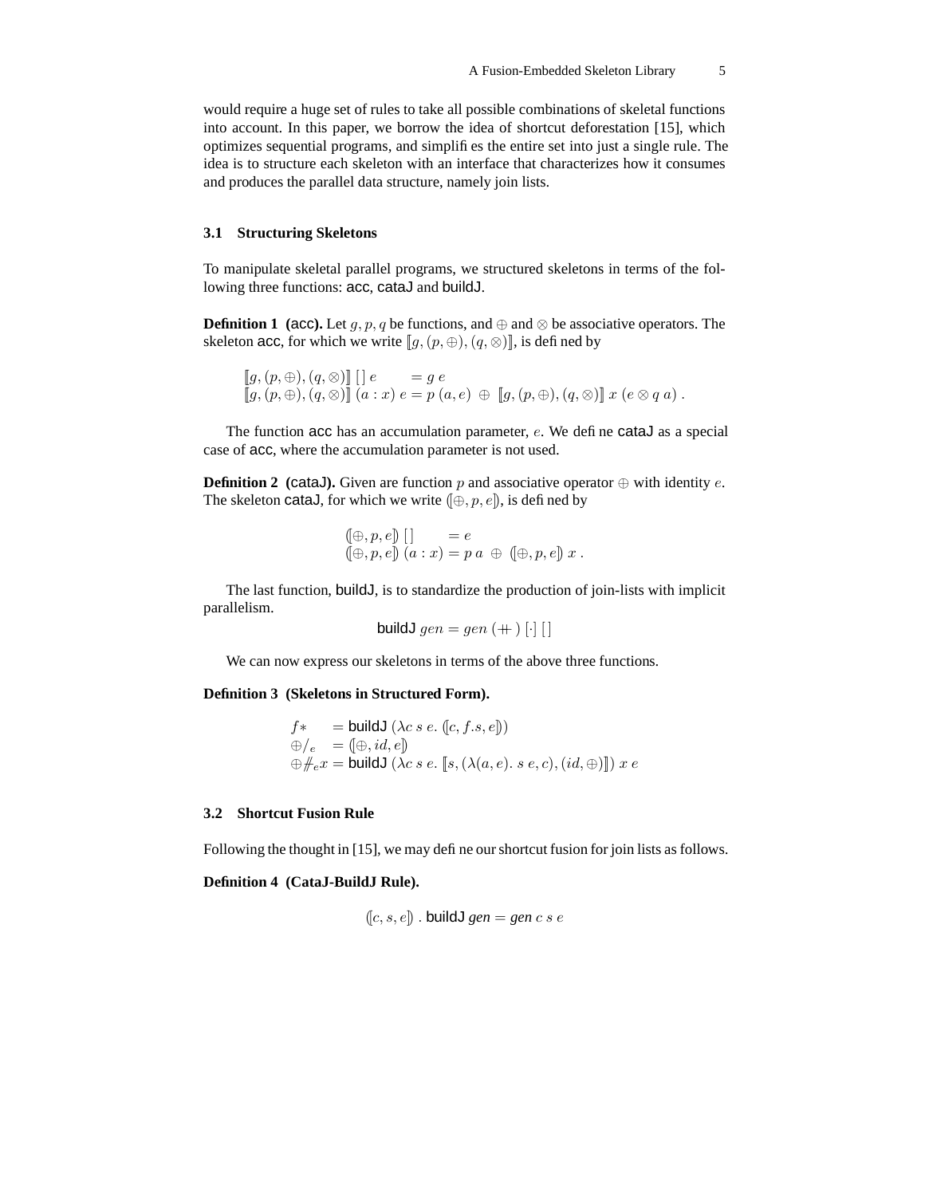would require a huge set of rules to take all possible combinations of skeletal functions into account. In this paper, we borrow the idea of shortcut deforestation [15], which optimizes sequential programs, and simplifies the entire set into just a single rule. The idea is to structure each skeleton with an interface that characterizes how it consumes and produces the parallel data structure, namely join lists.

### 3.1 Structuring Skeletons

To manipulate skeletal parallel programs, we structured skeletons in terms of the following three functions: acc, cataJ and buildJ.

**Definition 1 (acc).** Let $g, p, q$ be functions, and $\oplus$ and $\otimes$ be associative operators. The skeleton acc, for which we write $[\![g, (p, \oplus), (q, \otimes)]\!]$, is defined by

$$
\begin{aligned}
[\![g, (p, \oplus), (q, \otimes)]\!]\ [\,]\ e \quad &= g\ e \\
[\![g, (p, \oplus), (q, \otimes)]\!]\ (a : x)\ e &= p\ (a, e)\ \oplus\ [\![g, (p, \oplus), (q, \otimes)]\!]\ x\ (e \otimes q\ a)\ .
\end{aligned}
$$

The function acc has an accumulation parameter, $e$. We define cataJ as a special case of acc, where the accumulation parameter is not used.

**Definition 2 (cataJ).** Given are function $p$ and associative operator $\oplus$ with identity $e$. The skeleton cataJ, for which we write $(\![\oplus, p, e]\!)$, is defined by

$$
\begin{aligned}
(\![\oplus, p, e]\!)\ [\,] \quad &= e \\
(\![\oplus, p, e]\!)\ (a : x) &= p\ a\ \oplus\ (\![\oplus, p, e]\!)\ x\ .
\end{aligned}
$$

The last function, buildJ, is to standardize the production of join-lists with implicit parallelism.

$$
\mathsf{buildJ}\ gen = gen\ (+\!\!+)\ [\cdot]\ [\,]
$$

We can now express our skeletons in terms of the above three functions.

**Definition 3 (Skeletons in Structured Form).**

$$
\begin{aligned}
f* \quad &= \mathsf{buildJ}\ (\lambda c\ s\ e.\ (\![c, f.s, e]\!)) \\
\oplus/_e \quad &= (\![\oplus, id, e]\!) \\
\oplus\!\!\#_e x &= \mathsf{buildJ}\ (\lambda c\ s\ e.\ [\![s, (\lambda(a, e).\ s\ e, c), (id, \oplus)]\!])\ x\ e
\end{aligned}
$$

### 3.2 Shortcut Fusion Rule

Following the thought in [15], we may define our shortcut fusion for join lists as follows.

**Definition 4 (CataJ-BuildJ Rule).**

$$
(\![c, s, e]\!)\ .\ \mathsf{buildJ}\ gen = gen\ c\ s\ e
$$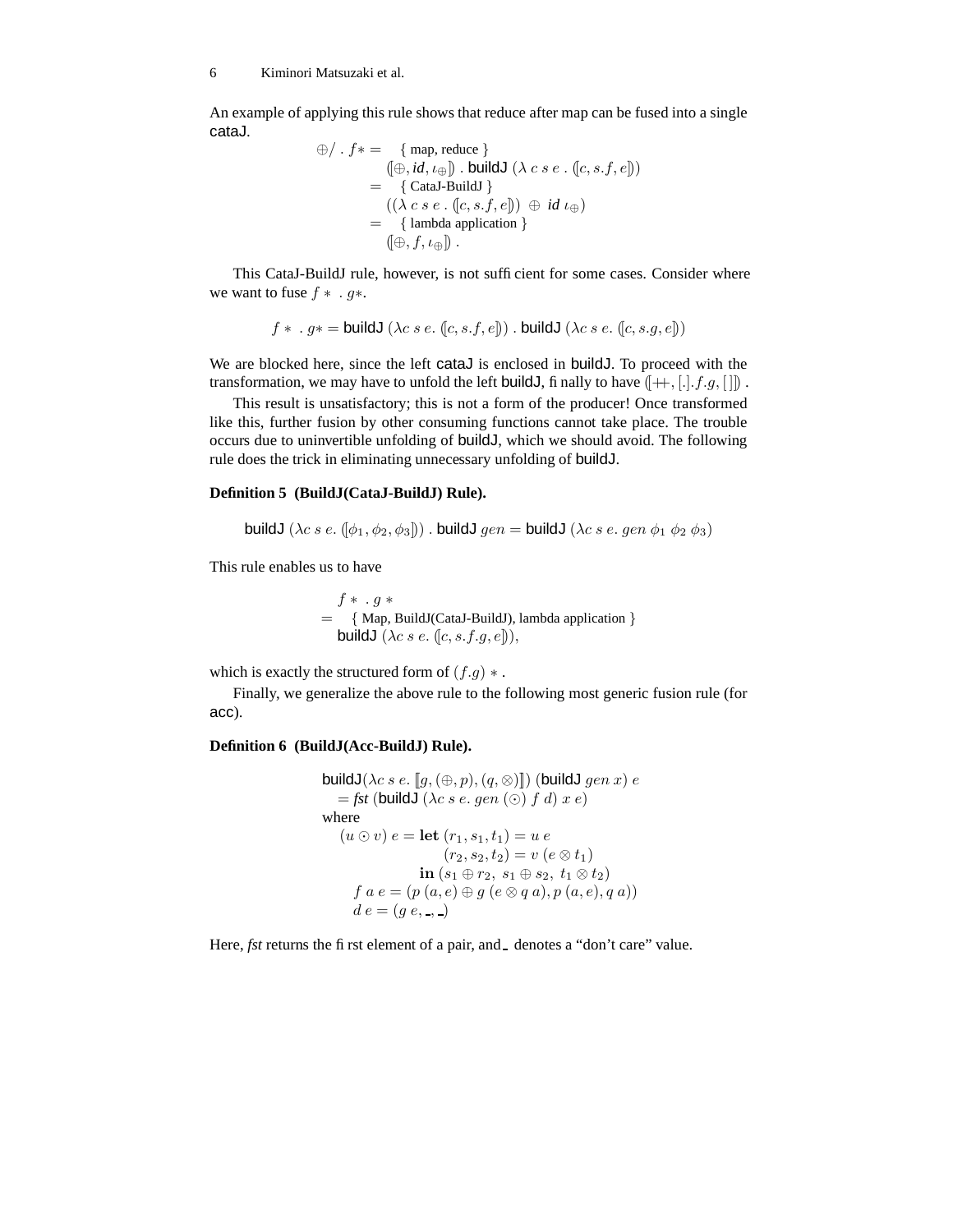An example of applying this rule shows that reduce after map can be fused into a single cataJ.

$$
\begin{array}{ll}
\oplus/ \,.\, f* = & \{ \text{map, reduce} \} \\
& (\!|\oplus, id, \iota_\oplus|\!) \,.\, \mathsf{buildJ}\ (\lambda\ c\ s\ e\ .\ (\!|c, s.f, e|\!)) \\
= & \{ \text{CataJ-BuildJ} \} \\
& ((\lambda\ c\ s\ e\ .\ (\!|c, s.f, e|\!))\ \oplus\ id\ \iota_\oplus) \\
= & \{ \text{lambda application} \} \\
& (\!|\oplus, f, \iota_\oplus|\!)\ .
\end{array}
$$

This CataJ-BuildJ rule, however, is not sufficient for some cases. Consider where we want to fuse $f * \,.\, g*$.

$$
f * \,.\, g* = \mathsf{buildJ}\ (\lambda c\ s\ e.\ (\!|c, s.f, e|\!)) \,.\, \mathsf{buildJ}\ (\lambda c\ s\ e.\ (\!|c, s.g, e|\!))
$$

We are blocked here, since the left cataJ is enclosed in buildJ. To proceed with the transformation, we may have to unfold the left buildJ, finally to have $(\!|++, [.].f.g, [\,]|\!)$ .

This result is unsatisfactory; this is not a form of the producer! Once transformed like this, further fusion by other consuming functions cannot take place. The trouble occurs due to uninvertible unfolding of buildJ, which we should avoid. The following rule does the trick in eliminating unnecessary unfolding of buildJ.

**Definition 5 (BuildJ(CataJ-BuildJ) Rule).**

$$
\mathsf{buildJ}\ (\lambda c\ s\ e.\ (\!|\phi_1, \phi_2, \phi_3|\!)) \,.\, \mathsf{buildJ}\ gen = \mathsf{buildJ}\ (\lambda c\ s\ e.\ gen\ \phi_1\ \phi_2\ \phi_3)
$$

This rule enables us to have

$$
\begin{array}{ll}
& f * \,.\, g * \\
= & \{ \text{Map, BuildJ(CataJ-BuildJ), lambda application} \} \\
& \mathsf{buildJ}\ (\lambda c\ s\ e.\ (\!|c, s.f.g, e|\!)),
\end{array}
$$

which is exactly the structured form of $(f.g) *$ .

Finally, we generalize the above rule to the following most generic fusion rule (for acc).

**Definition 6 (BuildJ(Acc-BuildJ) Rule).**

$$
\begin{array}{l}
\mathsf{buildJ}(\lambda c\ s\ e.\ [\![g, (\oplus, p), (q, \otimes)]\!])\ (\mathsf{buildJ}\ gen\ x)\ e \\
\quad = fst\ (\mathsf{buildJ}\ (\lambda c\ s\ e.\ gen\ (\odot)\ f\ d)\ x\ e) \\
\text{where} \\
\quad (u \odot v)\ e = \mathbf{let}\ (r_1, s_1, t_1) = u\ e \\
\qquad\qquad\qquad\qquad (r_2, s_2, t_2) = v\ (e \otimes t_1) \\
\qquad\qquad\qquad \mathbf{in}\ (s_1 \oplus r_2,\ s_1 \oplus s_2,\ t_1 \otimes t_2) \\
\qquad f\ a\ e = (p\ (a, e) \oplus g\ (e \otimes q\ a), p\ (a, e), q\ a)) \\
\qquad d\ e = (g\ e, \_, \_)
\end{array}
$$

Here, *fst* returns the first element of a pair, and _ denotes a "don't care" value.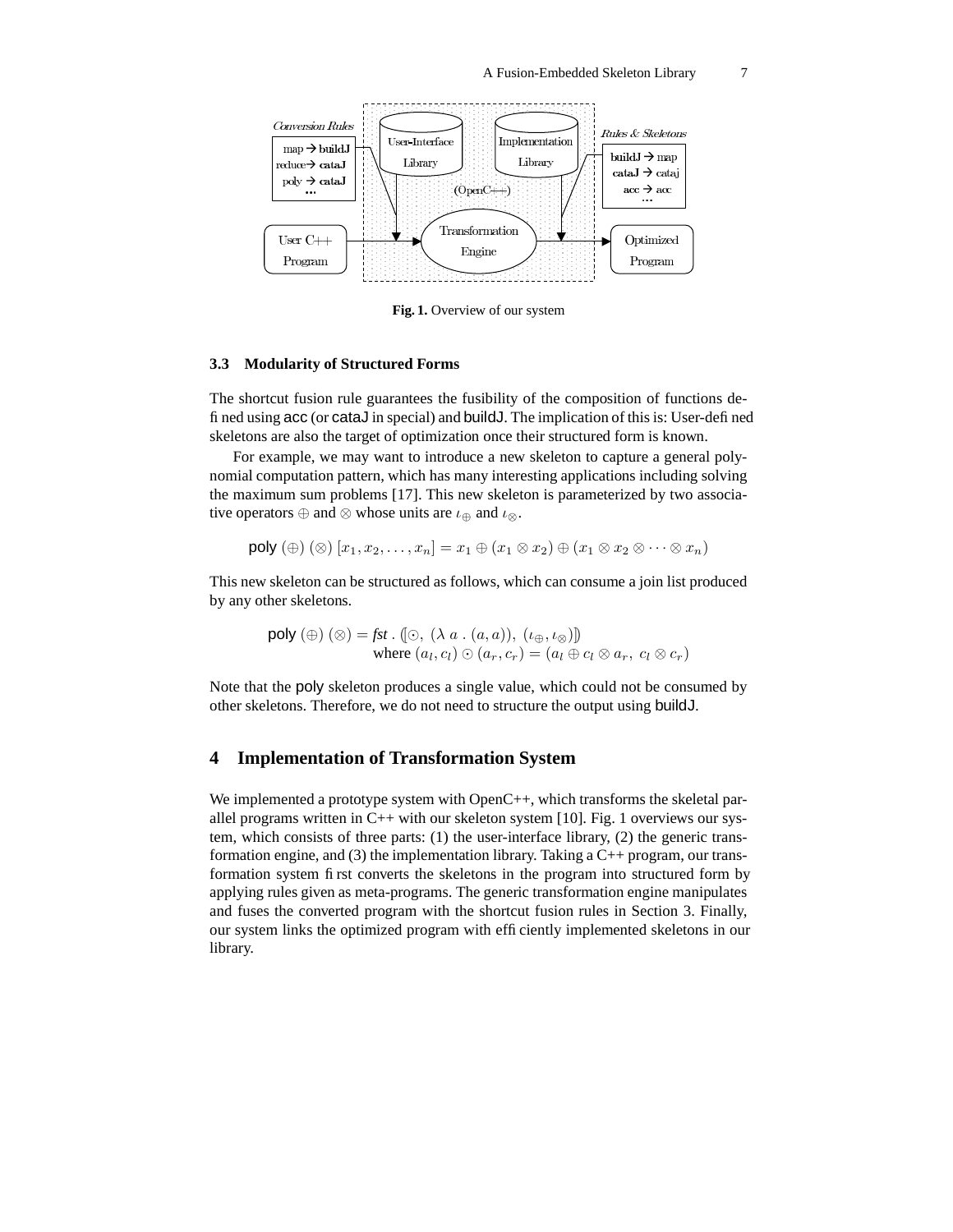Fig. 1. Overview of our system

### 3.3 Modularity of Structured Forms

The shortcut fusion rule guarantees the fusibility of the composition of functions defined using acc (or cataJ in special) and buildJ. The implication of this is: User-defined skeletons are also the target of optimization once their structured form is known.

For example, we may want to introduce a new skeleton to capture a general polynomial computation pattern, which has many interesting applications including solving the maximum sum problems [17]. This new skeleton is parameterized by two associative operators $\oplus$ and $\otimes$ whose units are $\iota_\oplus$ and $\iota_\otimes$.

$$\textsf{poly}\ (\oplus)\ (\otimes)\ [x_1, x_2, \ldots, x_n] = x_1 \oplus (x_1 \otimes x_2) \oplus (x_1 \otimes x_2 \otimes \cdots \otimes x_n)$$

This new skeleton can be structured as follows, which can consume a join list produced by any other skeletons.

$$\begin{aligned} \textsf{poly}\ (\oplus)\ (\otimes) &= \textit{fst} \ .\ (\![\odot,\ (\lambda\ a\ .\ (a, a)),\ (\iota_\oplus, \iota_\otimes)]\!) \\ &\quad \text{where } (a_l, c_l) \odot (a_r, c_r) = (a_l \oplus c_l \otimes a_r,\ c_l \otimes c_r) \end{aligned}$$

Note that the poly skeleton produces a single value, which could not be consumed by other skeletons. Therefore, we do not need to structure the output using buildJ.

## 4 Implementation of Transformation System

We implemented a prototype system with OpenC++, which transforms the skeletal parallel programs written in C++ with our skeleton system [10]. Fig. 1 overviews our system, which consists of three parts: (1) the user-interface library, (2) the generic transformation engine, and (3) the implementation library. Taking a C++ program, our transformation system first converts the skeletons in the program into structured form by applying rules given as meta-programs. The generic transformation engine manipulates and fuses the converted program with the shortcut fusion rules in Section 3. Finally, our system links the optimized program with efficiently implemented skeletons in our library.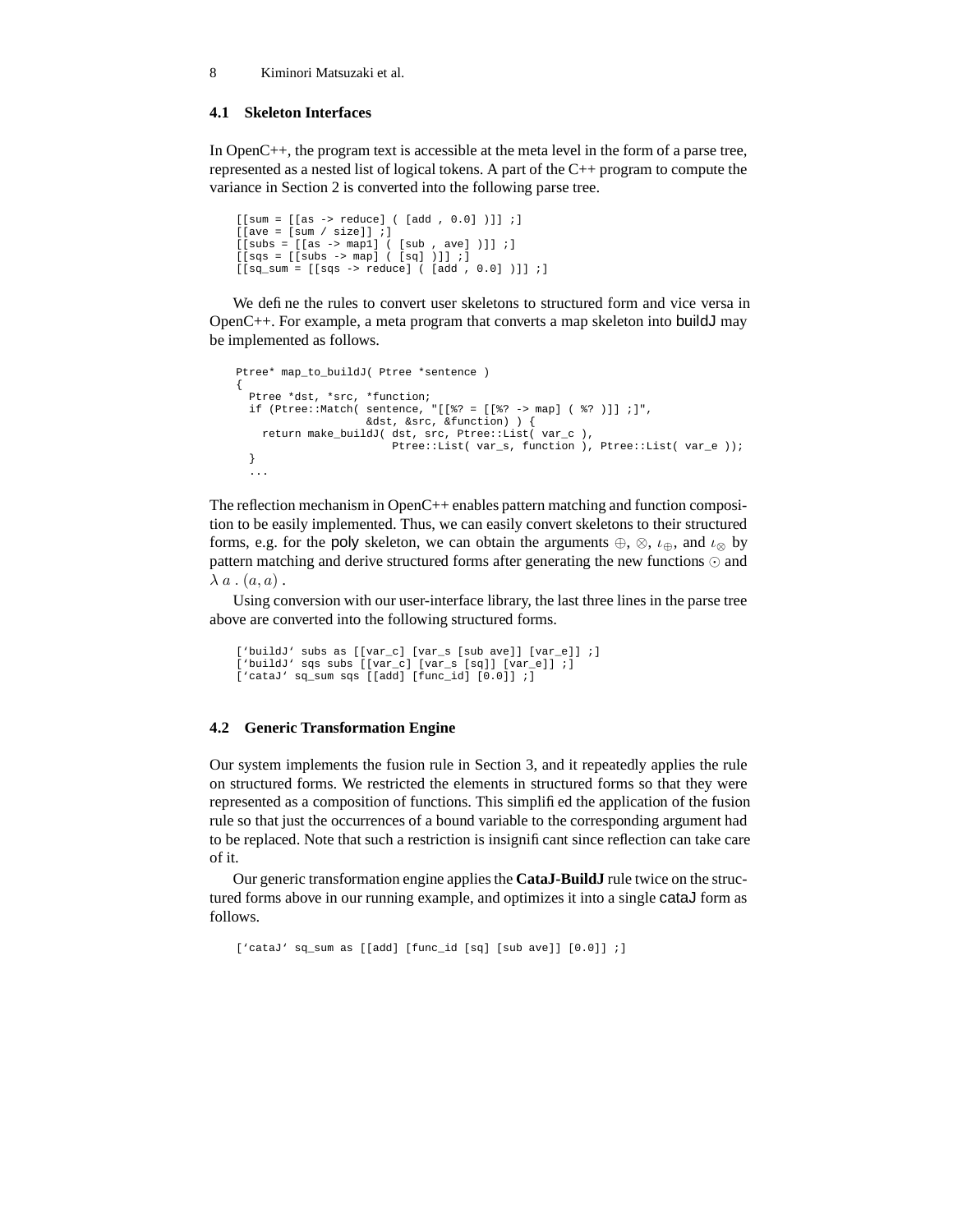### 4.1 Skeleton Interfaces

In OpenC++, the program text is accessible at the meta level in the form of a parse tree, represented as a nested list of logical tokens. A part of the C++ program to compute the variance in Section 2 is converted into the following parse tree.

```
[[sum = [[as -> reduce] ( [add , 0.0] )]] ;]
[[ave = [sum / size]] ;]
[[subs = [[as -> map1] ( [sub , ave] )]] ;]
[[sqs = [[subs -> map] ( [sq] )]] ;]
[[sq_sum = [[sqs -> reduce] ( [add , 0.0] )]] ;]
```

We define the rules to convert user skeletons to structured form and vice versa in OpenC++. For example, a meta program that converts a map skeleton into buildJ may be implemented as follows.

```
Ptree* map_to_buildJ( Ptree *sentence )
{
  Ptree *dst, *src, *function;
  if (Ptree::Match( sentence, "[[%? = [[%? -> map] ( %? )]] ;]",
                    &dst, &src, &function) ) {
    return make_buildJ( dst, src, Ptree::List( var_c ),
                        Ptree::List( var_s, function ), Ptree::List( var_e ));
  }
  ...
```

The reflection mechanism in OpenC++ enables pattern matching and function composition to be easily implemented. Thus, we can easily convert skeletons to their structured forms, e.g. for the poly skeleton, we can obtain the arguments $\oplus$, $\otimes$, $\iota_{\oplus}$, and $\iota_{\otimes}$ by pattern matching and derive structured forms after generating the new functions $\odot$ and $\lambda\, a\,.\,(a, a)$.

Using conversion with our user-interface library, the last three lines in the parse tree above are converted into the following structured forms.

```
['buildJ' subs as [[var_c] [var_s [sub ave]] [var_e]] ;]
['buildJ' sqs subs [[var_c] [var_s [sq]] [var_e]] ;]
['cataJ' sq_sum sqs [[add] [func_id] [0.0]] ;]
```

### 4.2 Generic Transformation Engine

Our system implements the fusion rule in Section 3, and it repeatedly applies the rule on structured forms. We restricted the elements in structured forms so that they were represented as a composition of functions. This simplified the application of the fusion rule so that just the occurrences of a bound variable to the corresponding argument had to be replaced. Note that such a restriction is insignificant since reflection can take care of it.

Our generic transformation engine applies the **CataJ-BuildJ** rule twice on the structured forms above in our running example, and optimizes it into a single cataJ form as follows.

```
['cataJ' sq_sum as [[add] [func_id [sq] [sub ave]] [0.0]] ;]
```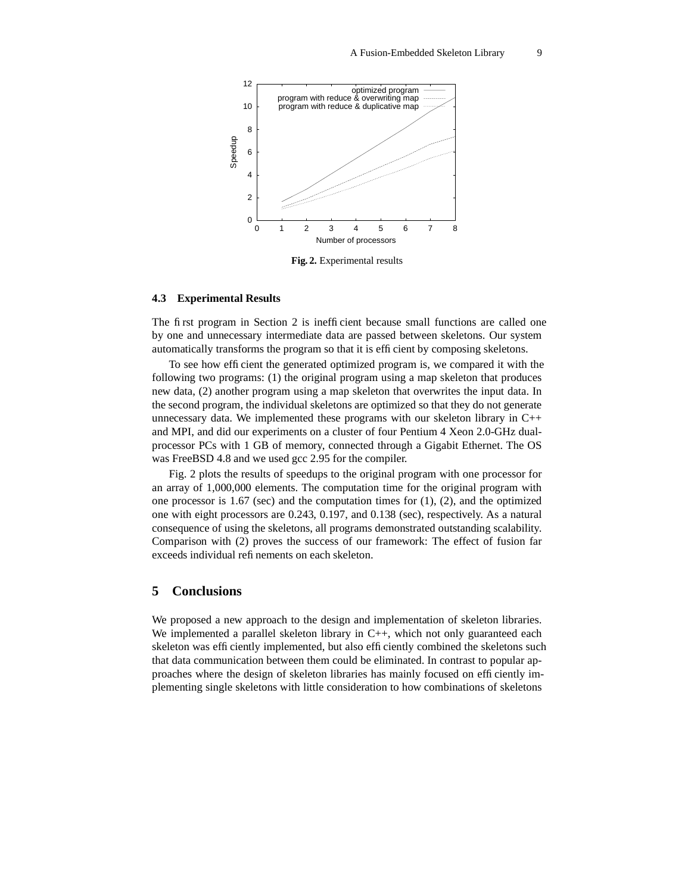Fig. 2. Experimental results

### 4.3 Experimental Results

The first program in Section 2 is inefficient because small functions are called one by one and unnecessary intermediate data are passed between skeletons. Our system automatically transforms the program so that it is efficient by composing skeletons.

To see how efficient the generated optimized program is, we compared it with the following two programs: (1) the original program using a map skeleton that produces new data, (2) another program using a map skeleton that overwrites the input data. In the second program, the individual skeletons are optimized so that they do not generate unnecessary data. We implemented these programs with our skeleton library in C++ and MPI, and did our experiments on a cluster of four Pentium 4 Xeon 2.0-GHz dual-processor PCs with 1 GB of memory, connected through a Gigabit Ethernet. The OS was FreeBSD 4.8 and we used gcc 2.95 for the compiler.

Fig. 2 plots the results of speedups to the original program with one processor for an array of 1,000,000 elements. The computation time for the original program with one processor is 1.67 (sec) and the computation times for (1), (2), and the optimized one with eight processors are 0.243, 0.197, and 0.138 (sec), respectively. As a natural consequence of using the skeletons, all programs demonstrated outstanding scalability. Comparison with (2) proves the success of our framework: The effect of fusion far exceeds individual refinements on each skeleton.

## 5 Conclusions

We proposed a new approach to the design and implementation of skeleton libraries. We implemented a parallel skeleton library in C++, which not only guaranteed each skeleton was efficiently implemented, but also efficiently combined the skeletons such that data communication between them could be eliminated. In contrast to popular approaches where the design of skeleton libraries has mainly focused on efficiently implementing single skeletons with little consideration to how combinations of skeletons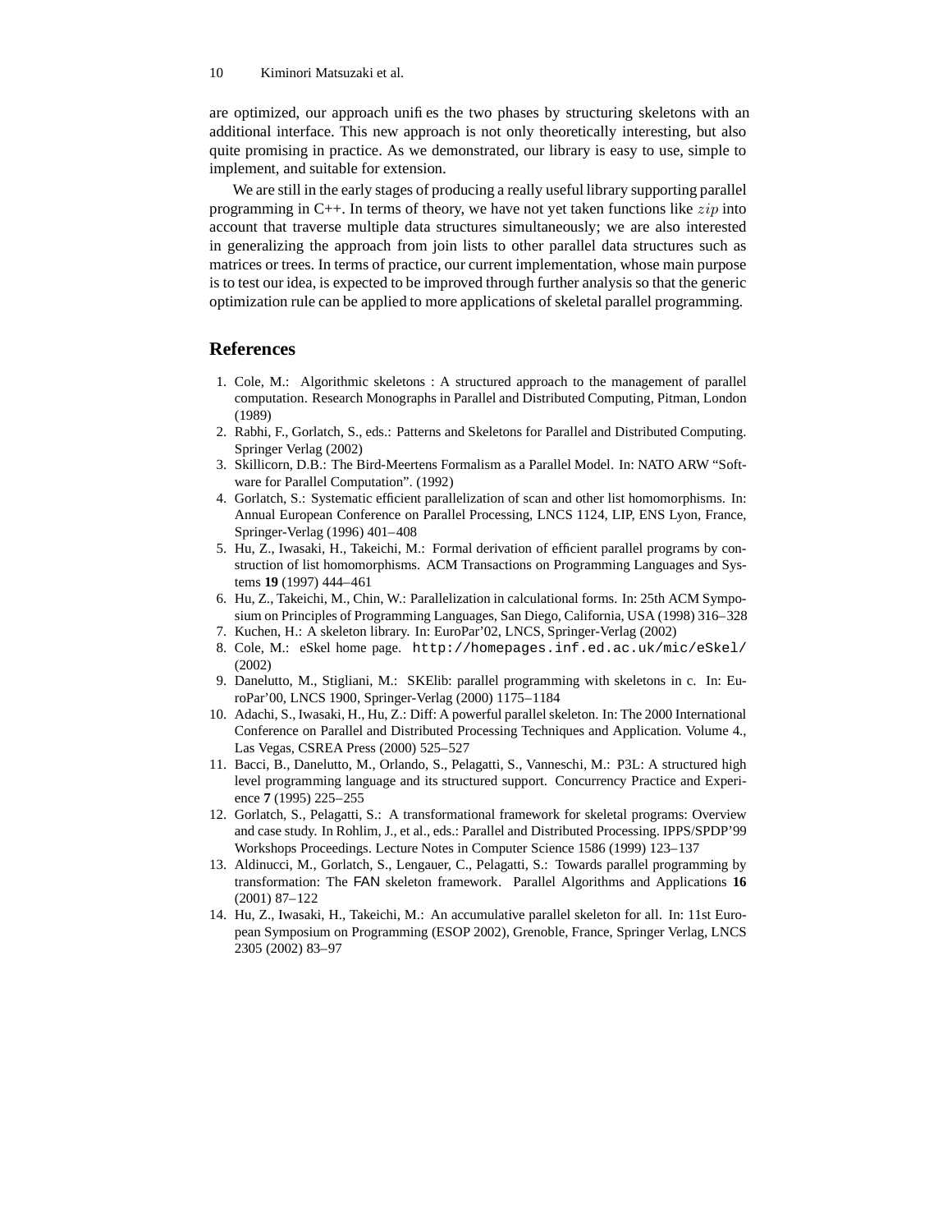are optimized, our approach unifies the two phases by structuring skeletons with an additional interface. This new approach is not only theoretically interesting, but also quite promising in practice. As we demonstrated, our library is easy to use, simple to implement, and suitable for extension.

We are still in the early stages of producing a really useful library supporting parallel programming in C++. In terms of theory, we have not yet taken functions like $zip$ into account that traverse multiple data structures simultaneously; we are also interested in generalizing the approach from join lists to other parallel data structures such as matrices or trees. In terms of practice, our current implementation, whose main purpose is to test our idea, is expected to be improved through further analysis so that the generic optimization rule can be applied to more applications of skeletal parallel programming.

## References

1. Cole, M.: Algorithmic skeletons : A structured approach to the management of parallel computation. Research Monographs in Parallel and Distributed Computing, Pitman, London (1989)
2. Rabhi, F., Gorlatch, S., eds.: Patterns and Skeletons for Parallel and Distributed Computing. Springer Verlag (2002)
3. Skillicorn, D.B.: The Bird-Meertens Formalism as a Parallel Model. In: NATO ARW "Software for Parallel Computation". (1992)
4. Gorlatch, S.: Systematic efficient parallelization of scan and other list homomorphisms. In: Annual European Conference on Parallel Processing, LNCS 1124, LIP, ENS Lyon, France, Springer-Verlag (1996) 401–408
5. Hu, Z., Iwasaki, H., Takeichi, M.: Formal derivation of efficient parallel programs by construction of list homomorphisms. ACM Transactions on Programming Languages and Systems **19** (1997) 444–461
6. Hu, Z., Takeichi, M., Chin, W.: Parallelization in calculational forms. In: 25th ACM Symposium on Principles of Programming Languages, San Diego, California, USA (1998) 316–328
7. Kuchen, H.: A skeleton library. In: EuroPar'02, LNCS, Springer-Verlag (2002)
8. Cole, M.: eSkel home page. `http://homepages.inf.ed.ac.uk/mic/eSkel/` (2002)
9. Danelutto, M., Stigliani, M.: SKElib: parallel programming with skeletons in c. In: EuroPar'00, LNCS 1900, Springer-Verlag (2000) 1175–1184
10. Adachi, S., Iwasaki, H., Hu, Z.: Diff: A powerful parallel skeleton. In: The 2000 International Conference on Parallel and Distributed Processing Techniques and Application. Volume 4., Las Vegas, CSREA Press (2000) 525–527
11. Bacci, B., Danelutto, M., Orlando, S., Pelagatti, S., Vanneschi, M.: P3L: A structured high level programming language and its structured support. Concurrency Practice and Experience **7** (1995) 225–255
12. Gorlatch, S., Pelagatti, S.: A transformational framework for skeletal programs: Overview and case study. In Rohlim, J., et al., eds.: Parallel and Distributed Processing. IPPS/SPDP'99 Workshops Proceedings. Lecture Notes in Computer Science 1586 (1999) 123–137
13. Aldinucci, M., Gorlatch, S., Lengauer, C., Pelagatti, S.: Towards parallel programming by transformation: The FAN skeleton framework. Parallel Algorithms and Applications **16** (2001) 87–122
14. Hu, Z., Iwasaki, H., Takeichi, M.: An accumulative parallel skeleton for all. In: 11st European Symposium on Programming (ESOP 2002), Grenoble, France, Springer Verlag, LNCS 2305 (2002) 83–97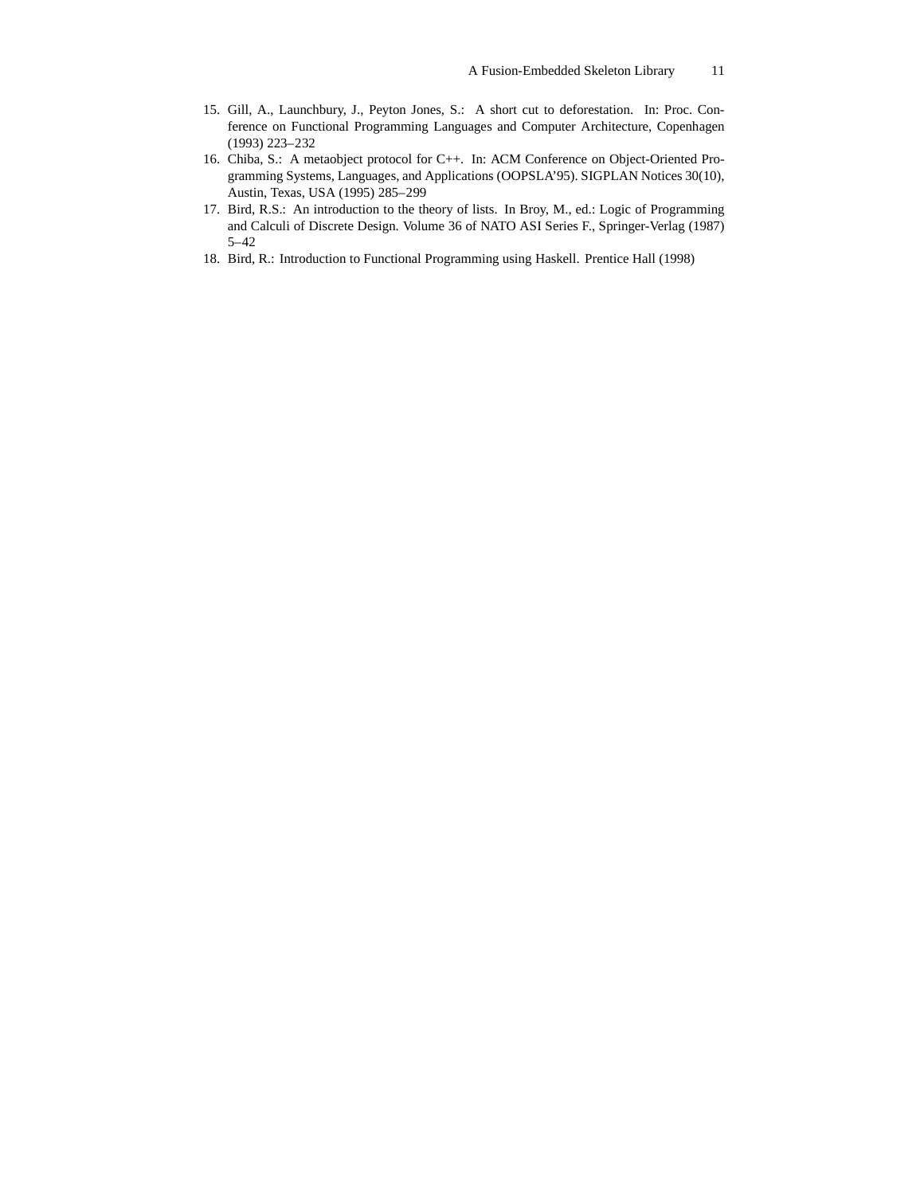15. Gill, A., Launchbury, J., Peyton Jones, S.: A short cut to deforestation. In: Proc. Conference on Functional Programming Languages and Computer Architecture, Copenhagen (1993) 223–232
16. Chiba, S.: A metaobject protocol for C++. In: ACM Conference on Object-Oriented Programming Systems, Languages, and Applications (OOPSLA'95). SIGPLAN Notices 30(10), Austin, Texas, USA (1995) 285–299
17. Bird, R.S.: An introduction to the theory of lists. In Broy, M., ed.: Logic of Programming and Calculi of Discrete Design. Volume 36 of NATO ASI Series F., Springer-Verlag (1987) 5–42
18. Bird, R.: Introduction to Functional Programming using Haskell. Prentice Hall (1998)